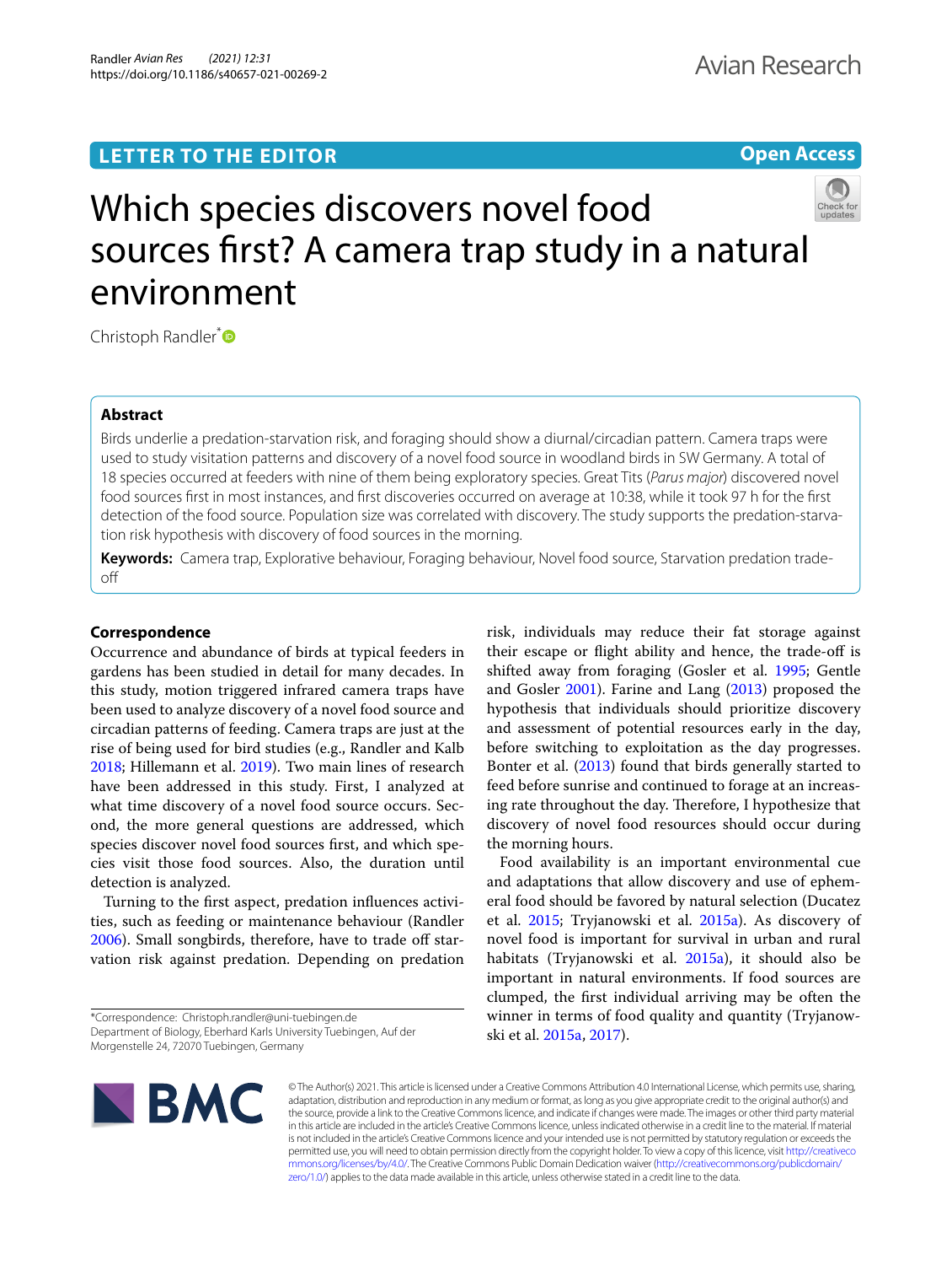LETTER TO THE EDITOR

Open Access

# Which species discovers novel food sources first? A camera trap study in a natural environment

Christoph Randler*

## Abstract

Birds underlie a predation-starvation risk, and foraging should show a diurnal/circadian pattern. Camera traps were used to study visitation patterns and discovery of a novel food source in woodland birds in SW Germany. A total of 18 species occurred at feeders with nine of them being exploratory species. Great Tits (*Parus major*) discovered novel food sources first in most instances, and first discoveries occurred on average at 10:38, while it took 97 h for the first detection of the food source. Population size was correlated with discovery. The study supports the predation-starvation risk hypothesis with discovery of food sources in the morning.

**Keywords:** Camera trap, Explorative behaviour, Foraging behaviour, Novel food source, Starvation predation trade-off

## Correspondence

Occurrence and abundance of birds at typical feeders in gardens has been studied in detail for many decades. In this study, motion triggered infrared camera traps have been used to analyze discovery of a novel food source and circadian patterns of feeding. Camera traps are just at the rise of being used for bird studies (e.g., Randler and Kalb 2018; Hillemann et al. 2019). Two main lines of research have been addressed in this study. First, I analyzed at what time discovery of a novel food source occurs. Second, the more general questions are addressed, which species discover novel food sources first, and which species visit those food sources. Also, the duration until detection is analyzed.

Turning to the first aspect, predation influences activities, such as feeding or maintenance behaviour (Randler 2006). Small songbirds, therefore, have to trade off starvation risk against predation. Depending on predation risk, individuals may reduce their fat storage against their escape or flight ability and hence, the trade-off is shifted away from foraging (Gosler et al. 1995; Gentle and Gosler 2001). Farine and Lang (2013) proposed the hypothesis that individuals should prioritize discovery and assessment of potential resources early in the day, before switching to exploitation as the day progresses. Bonter et al. (2013) found that birds generally started to feed before sunrise and continued to forage at an increasing rate throughout the day. Therefore, I hypothesize that discovery of novel food resources should occur during the morning hours.

Food availability is an important environmental cue and adaptations that allow discovery and use of ephemeral food should be favored by natural selection (Ducatez et al. 2015; Tryjanowski et al. 2015a). As discovery of novel food is important for survival in urban and rural habitats (Tryjanowski et al. 2015a), it should also be important in natural environments. If food sources are clumped, the first individual arriving may be often the winner in terms of food quality and quantity (Tryjanowski et al. 2015a, 2017).

*Correspondence: Christoph.randler@uni-tuebingen.de
Department of Biology, Eberhard Karls University Tuebingen, Auf der Morgenstelle 24, 72070 Tuebingen, Germany

© The Author(s) 2021. This article is licensed under a Creative Commons Attribution 4.0 International License, which permits use, sharing, adaptation, distribution and reproduction in any medium or format, as long as you give appropriate credit to the original author(s) and the source, provide a link to the Creative Commons licence, and indicate if changes were made. The images or other third party material in this article are included in the article's Creative Commons licence, unless indicated otherwise in a credit line to the material. If material is not included in the article's Creative Commons licence and your intended use is not permitted by statutory regulation or exceeds the permitted use, you will need to obtain permission directly from the copyright holder. To view a copy of this licence, visit http://creativecommons.org/licenses/by/4.0/. The Creative Commons Public Domain Dedication waiver (http://creativecommons.org/publicdomain/zero/1.0/) applies to the data made available in this article, unless otherwise stated in a credit line to the data.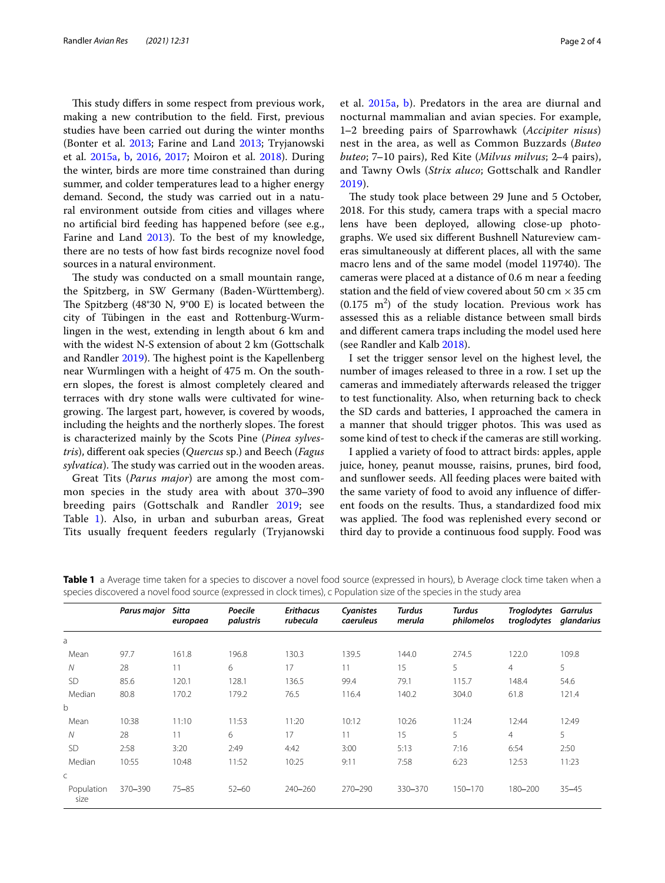This study differs in some respect from previous work, making a new contribution to the field. First, previous studies have been carried out during the winter months (Bonter et al. 2013; Farine and Land 2013; Tryjanowski et al. 2015a, b, 2016, 2017; Moiron et al. 2018). During the winter, birds are more time constrained than during summer, and colder temperatures lead to a higher energy demand. Second, the study was carried out in a natural environment outside from cities and villages where no artificial bird feeding has happened before (see e.g., Farine and Land 2013). To the best of my knowledge, there are no tests of how fast birds recognize novel food sources in a natural environment.

The study was conducted on a small mountain range, the Spitzberg, in SW Germany (Baden-Württemberg). The Spitzberg (48°30 N, 9°00 E) is located between the city of Tübingen in the east and Rottenburg-Wurmlingen in the west, extending in length about 6 km and with the widest N-S extension of about 2 km (Gottschalk and Randler 2019). The highest point is the Kapellenberg near Wurmlingen with a height of 475 m. On the southern slopes, the forest is almost completely cleared and terraces with dry stone walls were cultivated for winegrowing. The largest part, however, is covered by woods, including the heights and the northerly slopes. The forest is characterized mainly by the Scots Pine (*Pinea sylvestris*), different oak species (*Quercus* sp.) and Beech (*Fagus sylvatica*). The study was carried out in the wooden areas.

Great Tits (*Parus major*) are among the most common species in the study area with about 370–390 breeding pairs (Gottschalk and Randler 2019; see Table 1). Also, in urban and suburban areas, Great Tits usually frequent feeders regularly (Tryjanowski et al. 2015a, b). Predators in the area are diurnal and nocturnal mammalian and avian species. For example, 1–2 breeding pairs of Sparrowhawk (*Accipiter nisus*) nest in the area, as well as Common Buzzards (*Buteo buteo*; 7–10 pairs), Red Kite (*Milvus milvus*; 2–4 pairs), and Tawny Owls (*Strix aluco*; Gottschalk and Randler 2019).

The study took place between 29 June and 5 October, 2018. For this study, camera traps with a special macro lens have been deployed, allowing close-up photographs. We used six different Bushnell Natureview cameras simultaneously at different places, all with the same macro lens and of the same model (model 119740). The cameras were placed at a distance of 0.6 m near a feeding station and the field of view covered about 50 cm × 35 cm (0.175 $m^2$) of the study location. Previous work has assessed this as a reliable distance between small birds and different camera traps including the model used here (see Randler and Kalb 2018).

I set the trigger sensor level on the highest level, the number of images released to three in a row. I set up the cameras and immediately afterwards released the trigger to test functionality. Also, when returning back to check the SD cards and batteries, I approached the camera in a manner that should trigger photos. This was used as some kind of test to check if the cameras are still working.

I applied a variety of food to attract birds: apples, apple juice, honey, peanut mousse, raisins, prunes, bird food, and sunflower seeds. All feeding places were baited with the same variety of food to avoid any influence of different foods on the results. Thus, a standardized food mix was applied. The food was replenished every second or third day to provide a continuous food supply. Food was

**Table 1** a Average time taken for a species to discover a novel food source (expressed in hours), b Average clock time taken when a species discovered a novel food source (expressed in clock times), c Population size of the species in the study area

| | *Parus major* | *Sitta europaea* | *Poecile palustris* | *Erithacus rubecula* | *Cyanistes caeruleus* | *Turdus merula* | *Turdus philomelos* | *Troglodytes troglodytes* | *Garrulus glandarius* |
|---|---|---|---|---|---|---|---|---|---|
| a | | | | | | | | | |
| Mean | 97.7 | 161.8 | 196.8 | 130.3 | 139.5 | 144.0 | 274.5 | 122.0 | 109.8 |
| *N* | 28 | 11 | 6 | 17 | 11 | 15 | 5 | 4 | 5 |
| SD | 85.6 | 120.1 | 128.1 | 136.5 | 99.4 | 79.1 | 115.7 | 148.4 | 54.6 |
| Median | 80.8 | 170.2 | 179.2 | 76.5 | 116.4 | 140.2 | 304.0 | 61.8 | 121.4 |
| b | | | | | | | | | |
| Mean | 10:38 | 11:10 | 11:53 | 11:20 | 10:12 | 10:26 | 11:24 | 12:44 | 12:49 |
| *N* | 28 | 11 | 6 | 17 | 11 | 15 | 5 | 4 | 5 |
| SD | 2:58 | 3:20 | 2:49 | 4:42 | 3:00 | 5:13 | 7:16 | 6:54 | 2:50 |
| Median | 10:55 | 10:48 | 11:52 | 10:25 | 9:11 | 7:58 | 6:23 | 12:53 | 11:23 |
| c | | | | | | | | | |
| Population size | 370–390 | 75–85 | 52–60 | 240–260 | 270–290 | 330–370 | 150–170 | 180–200 | 35–45 |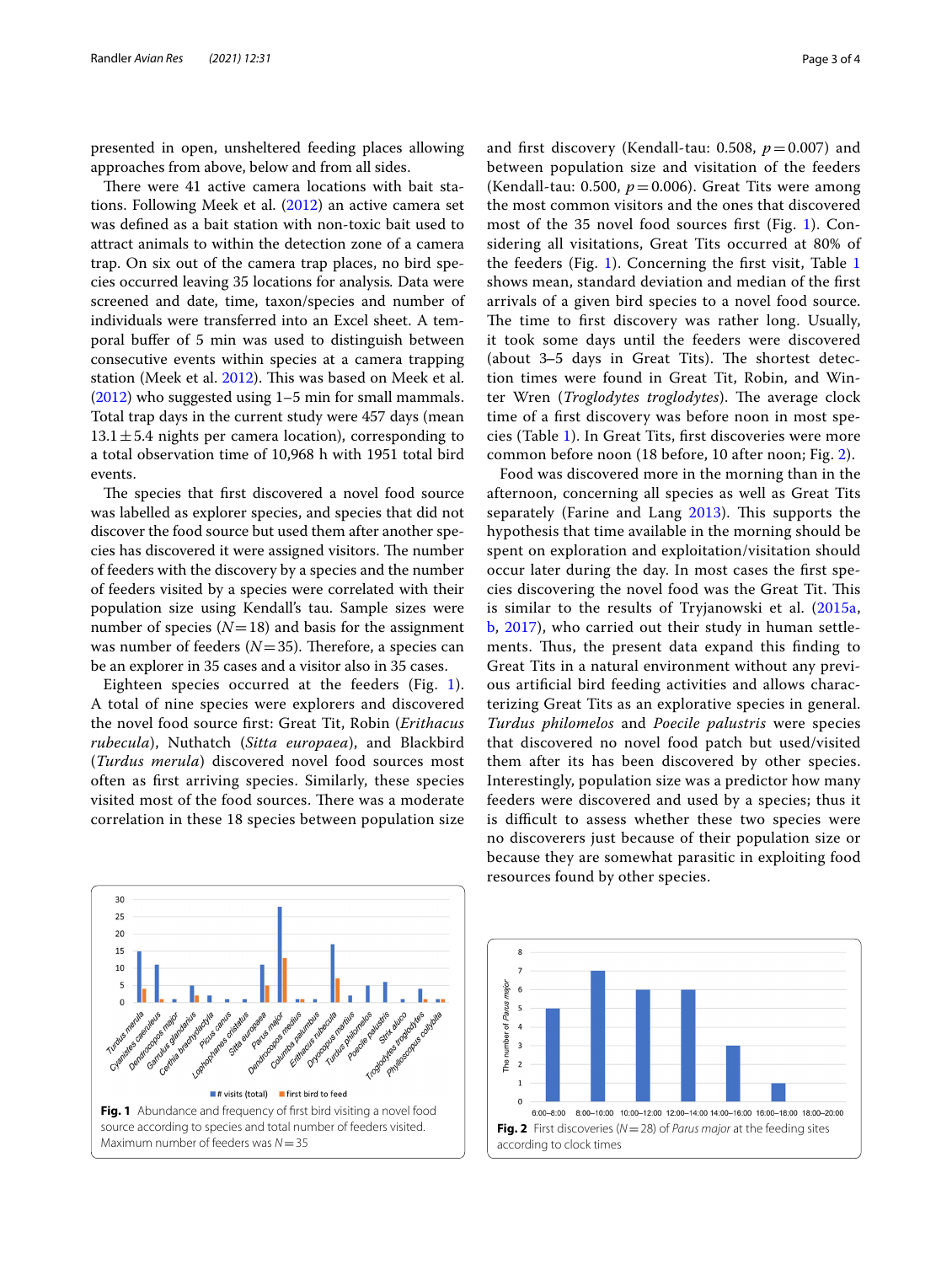presented in open, unsheltered feeding places allowing approaches from above, below and from all sides.

There were 41 active camera locations with bait stations. Following Meek et al. (2012) an active camera set was defined as a bait station with non-toxic bait used to attract animals to within the detection zone of a camera trap. On six out of the camera trap places, no bird species occurred leaving 35 locations for analysis. Data were screened and date, time, taxon/species and number of individuals were transferred into an Excel sheet. A temporal buffer of 5 min was used to distinguish between consecutive events within species at a camera trapping station (Meek et al. 2012). This was based on Meek et al. (2012) who suggested using 1–5 min for small mammals. Total trap days in the current study were 457 days (mean $13.1 \pm 5.4$ nights per camera location), corresponding to a total observation time of 10,968 h with 1951 total bird events.

The species that first discovered a novel food source was labelled as explorer species, and species that did not discover the food source but used them after another species has discovered it were assigned visitors. The number of feeders with the discovery by a species and the number of feeders visited by a species were correlated with their population size using Kendall's tau. Sample sizes were number of species ($N = 18$) and basis for the assignment was number of feeders ($N = 35$). Therefore, a species can be an explorer in 35 cases and a visitor also in 35 cases.

Eighteen species occurred at the feeders (Fig. 1). A total of nine species were explorers and discovered the novel food source first: Great Tit, Robin (*Erithacus rubecula*), Nuthatch (*Sitta europaea*), and Blackbird (*Turdus merula*) discovered novel food sources most often as first arriving species. Similarly, these species visited most of the food sources. There was a moderate correlation in these 18 species between population size and first discovery (Kendall-tau: 0.508, $p = 0.007$) and between population size and visitation of the feeders (Kendall-tau: 0.500, $p = 0.006$). Great Tits were among the most common visitors and the ones that discovered most of the 35 novel food sources first (Fig. 1). Considering all visitations, Great Tits occurred at 80% of the feeders (Fig. 1). Concerning the first visit, Table 1 shows mean, standard deviation and median of the first arrivals of a given bird species to a novel food source. The time to first discovery was rather long. Usually, it took some days until the feeders were discovered (about 3–5 days in Great Tits). The shortest detection times were found in Great Tit, Robin, and Winter Wren (*Troglodytes troglodytes*). The average clock time of a first discovery was before noon in most species (Table 1). In Great Tits, first discoveries were more common before noon (18 before, 10 after noon; Fig. 2).

Food was discovered more in the morning than in the afternoon, concerning all species as well as Great Tits separately (Farine and Lang 2013). This supports the hypothesis that time available in the morning should be spent on exploration and exploitation/visitation should occur later during the day. In most cases the first species discovering the novel food was the Great Tit. This is similar to the results of Tryjanowski et al. (2015a, b, 2017), who carried out their study in human settlements. Thus, the present data expand this finding to Great Tits in a natural environment without any previous artificial bird feeding activities and allows characterizing Great Tits as an explorative species in general. *Turdus philomelos* and *Poecile palustris* were species that discovered no novel food patch but used/visited them after its has been discovered by other species. Interestingly, population size was a predictor how many feeders were discovered and used by a species; thus it is difficult to assess whether these two species were no discoverers just because of their population size or because they are somewhat parasitic in exploiting food resources found by other species.

**Fig. 1** Abundance and frequency of first bird visiting a novel food source according to species and total number of feeders visited. Maximum number of feeders was $N = 35$

**Fig. 2** First discoveries ($N = 28$) of *Parus major* at the feeding sites according to clock times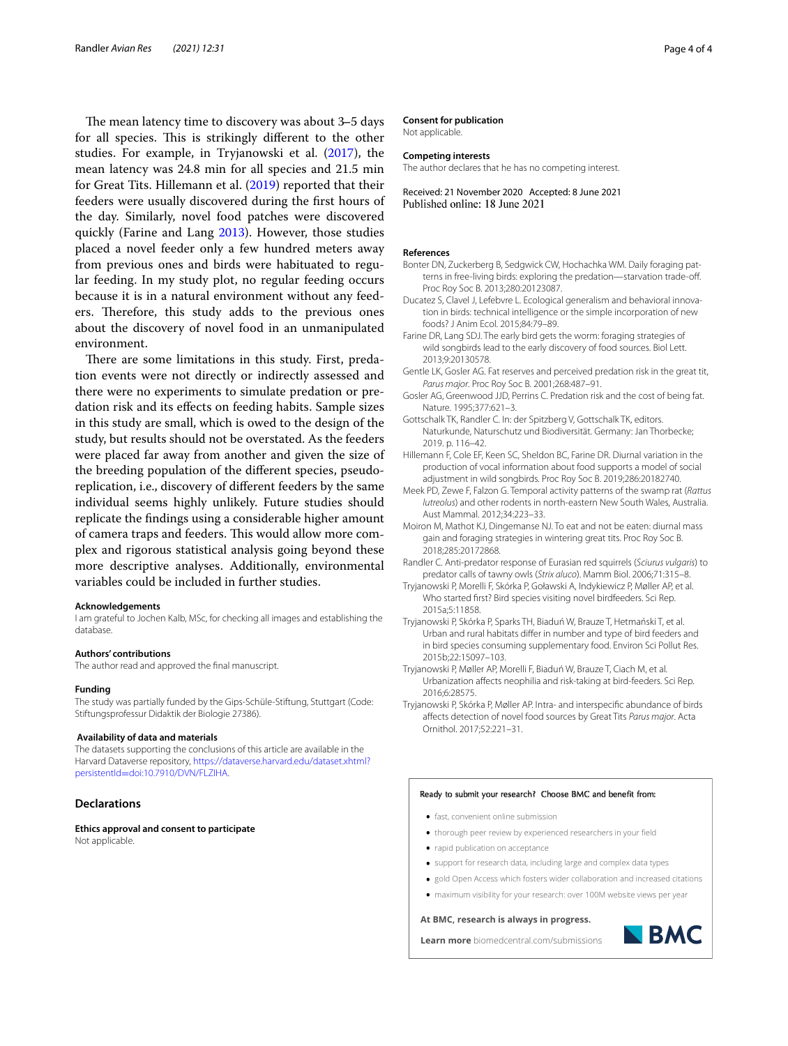The mean latency time to discovery was about 3–5 days for all species. This is strikingly different to the other studies. For example, in Tryjanowski et al. (2017), the mean latency was 24.8 min for all species and 21.5 min for Great Tits. Hillemann et al. (2019) reported that their feeders were usually discovered during the first hours of the day. Similarly, novel food patches were discovered quickly (Farine and Lang 2013). However, those studies placed a novel feeder only a few hundred meters away from previous ones and birds were habituated to regular feeding. In my study plot, no regular feeding occurs because it is in a natural environment without any feeders. Therefore, this study adds to the previous ones about the discovery of novel food in an unmanipulated environment.

There are some limitations in this study. First, predation events were not directly or indirectly assessed and there were no experiments to simulate predation or predation risk and its effects on feeding habits. Sample sizes in this study are small, which is owed to the design of the study, but results should not be overstated. As the feeders were placed far away from another and given the size of the breeding population of the different species, pseudoreplication, i.e., discovery of different feeders by the same individual seems highly unlikely. Future studies should replicate the findings using a considerable higher amount of camera traps and feeders. This would allow more complex and rigorous statistical analysis going beyond these more descriptive analyses. Additionally, environmental variables could be included in further studies.

#### Acknowledgements
I am grateful to Jochen Kalb, MSc, for checking all images and establishing the database.

#### Authors' contributions
The author read and approved the final manuscript.

#### Funding
The study was partially funded by the Gips-Schüle-Stiftung, Stuttgart (Code: Stiftungsprofessur Didaktik der Biologie 27386).

#### Availability of data and materials
The datasets supporting the conclusions of this article are available in the Harvard Dataverse repository, https://dataverse.harvard.edu/dataset.xhtml?persistentId=doi:10.7910/DVN/FLZIHA.

### Declarations

#### Ethics approval and consent to participate
Not applicable.

#### Consent for publication
Not applicable.

#### Competing interests
The author declares that he has no competing interest.

Received: 21 November 2020 Accepted: 8 June 2021
Published online: 18 June 2021

#### References
Bonter DN, Zuckerberg B, Sedgwick CW, Hochachka WM. Daily foraging patterns in free-living birds: exploring the predation—starvation trade-off. Proc Roy Soc B. 2013;280:20123087.

Ducatez S, Clavel J, Lefebvre L. Ecological generalism and behavioral innovation in birds: technical intelligence or the simple incorporation of new foods? J Anim Ecol. 2015;84:79–89.

Farine DR, Lang SDJ. The early bird gets the worm: foraging strategies of wild songbirds lead to the early discovery of food sources. Biol Lett. 2013;9:20130578.

Gentle LK, Gosler AG. Fat reserves and perceived predation risk in the great tit, *Parus major*. Proc Roy Soc B. 2001;268:487–91.

Gosler AG, Greenwood JJD, Perrins C. Predation risk and the cost of being fat. Nature. 1995;377:621–3.

Gottschalk TK, Randler C. In: der Spitzberg V, Gottschalk TK, editors. Naturkunde, Naturschutz und Biodiversität. Germany: Jan Thorbecke; 2019. p. 116–42.

Hillemann F, Cole EF, Keen SC, Sheldon BC, Farine DR. Diurnal variation in the production of vocal information about food supports a model of social adjustment in wild songbirds. Proc Roy Soc B. 2019;286:20182740.

Meek PD, Zewe F, Falzon G. Temporal activity patterns of the swamp rat (*Rattus lutreolus*) and other rodents in north-eastern New South Wales, Australia. Aust Mammal. 2012;34:223–33.

Moiron M, Mathot KJ, Dingemanse NJ. To eat and not be eaten: diurnal mass gain and foraging strategies in wintering great tits. Proc Roy Soc B. 2018;285:20172868.

Randler C. Anti-predator response of Eurasian red squirrels (*Sciurus vulgaris*) to predator calls of tawny owls (*Strix aluco*). Mamm Biol. 2006;71:315–8.

Tryjanowski P, Morelli F, Skórka P, Goławski A, Indykiewicz P, Møller AP, et al. Who started first? Bird species visiting novel birdfeeders. Sci Rep. 2015a;5:11858.

Tryjanowski P, Skórka P, Sparks TH, Biaduń W, Brauze T, Hetmański T, et al. Urban and rural habitats differ in number and type of bird feeders and in bird species consuming supplementary food. Environ Sci Pollut Res. 2015b;22:15097–103.

Tryjanowski P, Møller AP, Morelli F, Biaduń W, Brauze T, Ciach M, et al. Urbanization affects neophilia and risk-taking at bird-feeders. Sci Rep. 2016;6:28575.

Tryjanowski P, Skórka P, Møller AP. Intra- and interspecific abundance of birds affects detection of novel food sources by Great Tits *Parus major*. Acta Ornithol. 2017;52:221–31.

Ready to submit your research? Choose BMC and benefit from:

- fast, convenient online submission
- thorough peer review by experienced researchers in your field
- rapid publication on acceptance
- support for research data, including large and complex data types
- gold Open Access which fosters wider collaboration and increased citations
- maximum visibility for your research: over 100M website views per year

**At BMC, research is always in progress.**

**Learn more** biomedcentral.com/submissions

BMC